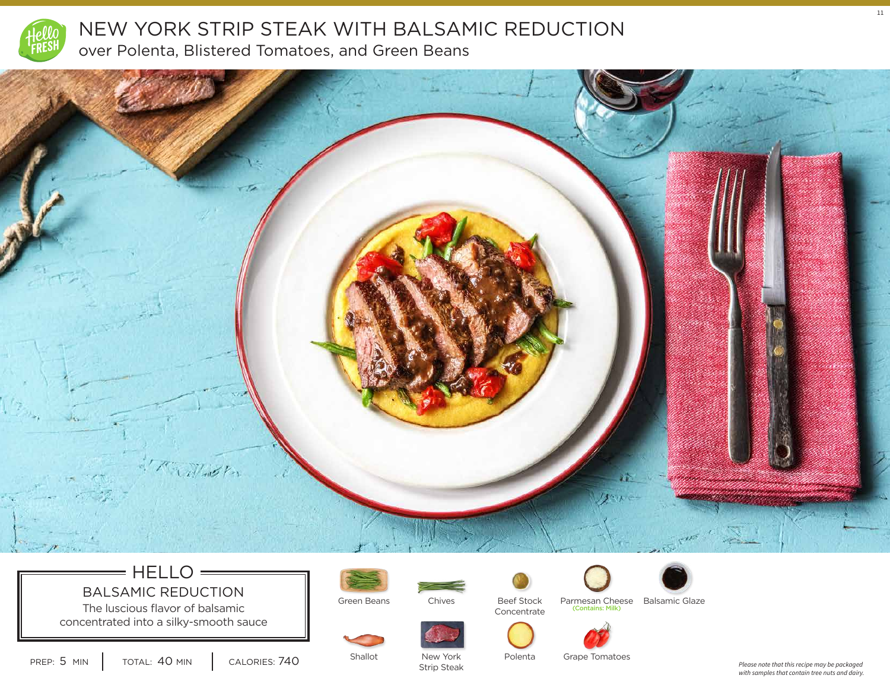# NEW YORK STRIP STEAK WITH BALSAMIC REDUCTION

## over Polenta, Blistered Tomatoes, and Green Beans

### HELLO

**BALSAMIC REDUCTION**

The luscious flavor of balsamic concentrated into a silky-smooth sauce

PREP: 5 MIN | TOTAL: 40 MIN | CALORIES: 740

- Green Beans
- Chives
- Beef Stock Concentrate
- Parmesan Cheese (Contains: Milk)
- Balsamic Glaze
- Shallot
- New York Strip Steak
- Polenta
- Grape Tomatoes

*Please note that this recipe may be packaged with samples that contain tree nuts and dairy.*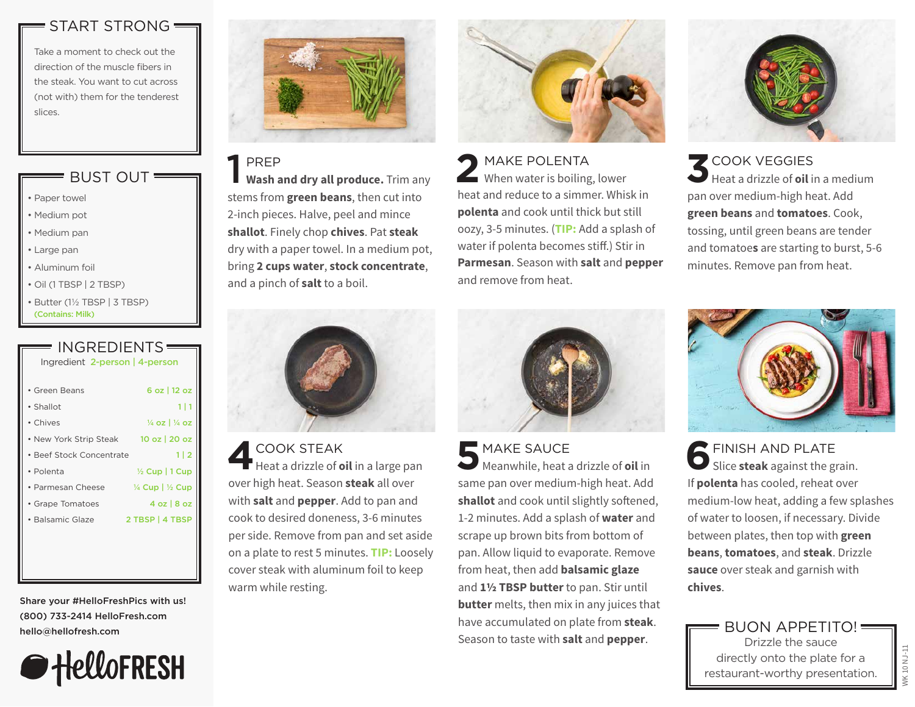## START STRONG

Take a moment to check out the direction of the muscle fibers in the steak. You want to cut across (not with) them for the tenderest slices.

## BUST OUT

- Paper towel
- Medium pot
- Medium pan
- Large pan
- Aluminum foil
- Oil (1 TBSP | 2 TBSP)
- Butter (1½ TBSP | 3 TBSP)
  (Contains: Milk)

## INGREDIENTS

| Ingredient | 2-person \| 4-person |
|---|---|
| • Green Beans | 6 oz \| 12 oz |
| • Shallot | 1 \| 1 |
| • Chives | ¼ oz \| ¼ oz |
| • New York Strip Steak | 10 oz \| 20 oz |
| • Beef Stock Concentrate | 1 \| 2 |
| • Polenta | ½ Cup \| 1 Cup |
| • Parmesan Cheese | ¼ Cup \| ½ Cup |
| • Grape Tomatoes | 4 oz \| 8 oz |
| • Balsamic Glaze | 2 TBSP \| 4 TBSP |

Share your #HelloFreshPics with us!
(800) 733-2414 HelloFresh.com
hello@hellofresh.com

HelloFRESH

## 1 PREP

**Wash and dry all produce.** Trim any stems from **green beans**, then cut into 2-inch pieces. Halve, peel and mince **shallot**. Finely chop **chives**. Pat **steak** dry with a paper towel. In a medium pot, bring **2 cups water**, **stock concentrate**, and a pinch of **salt** to a boil.

## 2 MAKE POLENTA

When water is boiling, lower heat and reduce to a simmer. Whisk in **polenta** and cook until thick but still oozy, 3-5 minutes. (**TIP:** Add a splash of water if polenta becomes stiff.) Stir in **Parmesan**. Season with **salt** and **pepper** and remove from heat.

## 3 COOK VEGGIES

Heat a drizzle of **oil** in a medium pan over medium-high heat. Add **green beans** and **tomatoes**. Cook, tossing, until green beans are tender and tomatoes are starting to burst, 5-6 minutes. Remove pan from heat.

## 4 COOK STEAK

Heat a drizzle of **oil** in a large pan over high heat. Season **steak** all over with **salt** and **pepper**. Add to pan and cook to desired doneness, 3-6 minutes per side. Remove from pan and set aside on a plate to rest 5 minutes. **TIP:** Loosely cover steak with aluminum foil to keep warm while resting.

## 5 MAKE SAUCE

Meanwhile, heat a drizzle of **oil** in same pan over medium-high heat. Add **shallot** and cook until slightly softened, 1-2 minutes. Add a splash of **water** and scrape up brown bits from bottom of pan. Allow liquid to evaporate. Remove from heat, then add **balsamic glaze** and **1½ TBSP butter** to pan. Stir until **butter** melts, then mix in any juices that have accumulated on plate from **steak**. Season to taste with **salt** and **pepper**.

## 6 FINISH AND PLATE

Slice **steak** against the grain. If **polenta** has cooled, reheat over medium-low heat, adding a few splashes of water to loosen, if necessary. Divide between plates, then top with **green beans**, **tomatoes**, and **steak**. Drizzle **sauce** over steak and garnish with **chives**.

## BUON APPETITO!

Drizzle the sauce directly onto the plate for a restaurant-worthy presentation.

WK 10 NJ-11